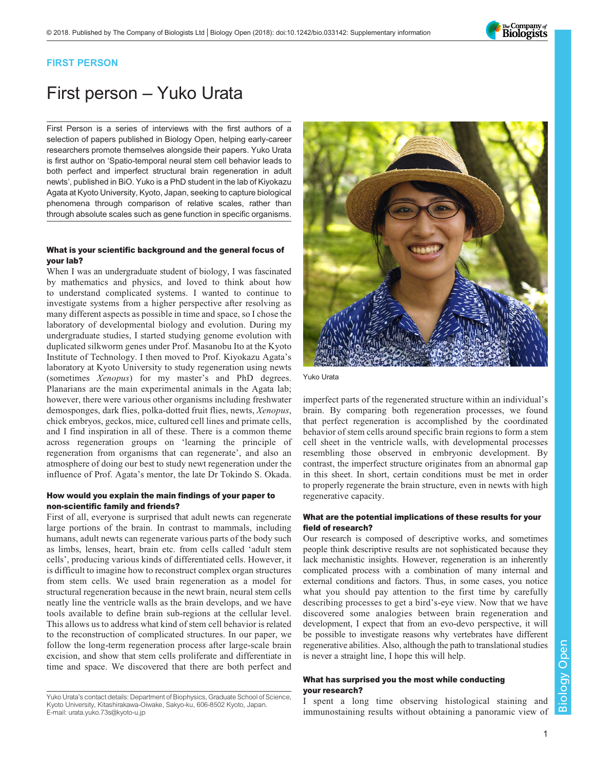FIRST PERSON

# First person – Yuko Urata

First Person is a series of interviews with the first authors of a selection of papers published in Biology Open, helping early-career researchers promote themselves alongside their papers. Yuko Urata is first author on 'Spatio-temporal neural stem cell behavior leads to both perfect and imperfect structural brain regeneration in adult newts', published in BiO. Yuko is a PhD student in the lab of Kiyokazu Agata at Kyoto University, Kyoto, Japan, seeking to capture biological phenomena through comparison of relative scales, rather than through absolute scales such as gene function in specific organisms.

Yuko Urata

### What is your scientific background and the general focus of your lab?

When I was an undergraduate student of biology, I was fascinated by mathematics and physics, and loved to think about how to understand complicated systems. I wanted to continue to investigate systems from a higher perspective after resolving as many different aspects as possible in time and space, so I chose the laboratory of developmental biology and evolution. During my undergraduate studies, I started studying genome evolution with duplicated silkworm genes under Prof. Masanobu Ito at the Kyoto Institute of Technology. I then moved to Prof. Kiyokazu Agata's laboratory at Kyoto University to study regeneration using newts (sometimes *Xenopus*) for my master's and PhD degrees. Planarians are the main experimental animals in the Agata lab; however, there were various other organisms including freshwater demosponges, dark flies, polka-dotted fruit flies, newts, *Xenopus*, chick embryos, geckos, mice, cultured cell lines and primate cells, and I find inspiration in all of these. There is a common theme across regeneration groups on 'learning the principle of regeneration from organisms that can regenerate', and also an atmosphere of doing our best to study newt regeneration under the influence of Prof. Agata's mentor, the late Dr Tokindo S. Okada.

### How would you explain the main findings of your paper to non-scientific family and friends?

First of all, everyone is surprised that adult newts can regenerate large portions of the brain. In contrast to mammals, including humans, adult newts can regenerate various parts of the body such as limbs, lenses, heart, brain etc. from cells called 'adult stem cells', producing various kinds of differentiated cells. However, it is difficult to imagine how to reconstruct complex organ structures from stem cells. We used brain regeneration as a model for structural regeneration because in the newt brain, neural stem cells neatly line the ventricle walls as the brain develops, and we have tools available to define brain sub-regions at the cellular level. This allows us to address what kind of stem cell behavior is related to the reconstruction of complicated structures. In our paper, we follow the long-term regeneration process after large-scale brain excision, and show that stem cells proliferate and differentiate in time and space. We discovered that there are both perfect and imperfect parts of the regenerated structure within an individual's brain. By comparing both regeneration processes, we found that perfect regeneration is accomplished by the coordinated behavior of stem cells around specific brain regions to form a stem cell sheet in the ventricle walls, with developmental processes resembling those observed in embryonic development. By contrast, the imperfect structure originates from an abnormal gap in this sheet. In short, certain conditions must be met in order to properly regenerate the brain structure, even in newts with high regenerative capacity.

### What are the potential implications of these results for your field of research?

Our research is composed of descriptive works, and sometimes people think descriptive results are not sophisticated because they lack mechanistic insights. However, regeneration is an inherently complicated process with a combination of many internal and external conditions and factors. Thus, in some cases, you notice what you should pay attention to the first time by carefully describing processes to get a bird's-eye view. Now that we have discovered some analogies between brain regeneration and development, I expect that from an evo-devo perspective, it will be possible to investigate reasons why vertebrates have different regenerative abilities. Also, although the path to translational studies is never a straight line, I hope this will help.

### What has surprised you the most while conducting your research?

I spent a long time observing histological staining and immunostaining results without obtaining a panoramic view of

Yuko Urata's contact details: Department of Biophysics, Graduate School of Science, Kyoto University, Kitashirakawa-Oiwake, Sakyo-ku, 606-8502 Kyoto, Japan.
E-mail: urata.yuko.73s@kyoto-u.jp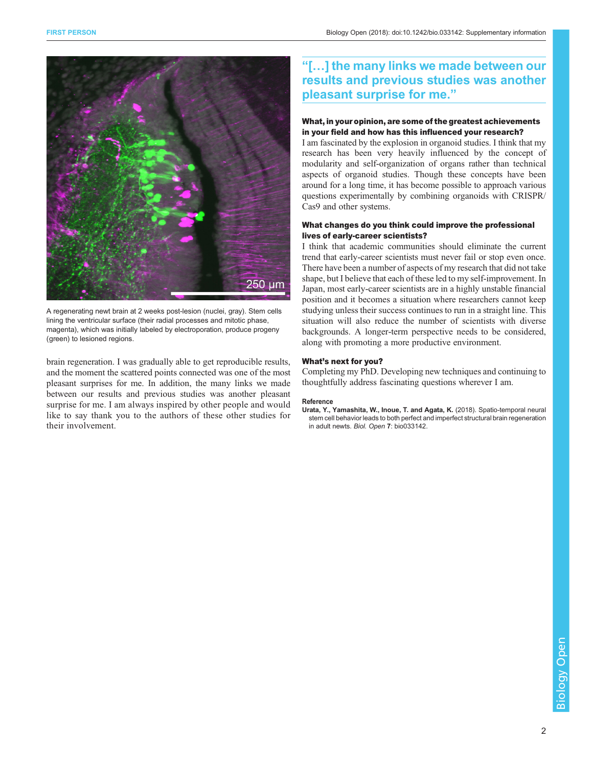A regenerating newt brain at 2 weeks post-lesion (nuclei, gray). Stem cells lining the ventricular surface (their radial processes and mitotic phase, magenta), which was initially labeled by electroporation, produce progeny (green) to lesioned regions.

brain regeneration. I was gradually able to get reproducible results, and the moment the scattered points connected was one of the most pleasant surprises for me. In addition, the many links we made between our results and previous studies was another pleasant surprise for me. I am always inspired by other people and would like to say thank you to the authors of these other studies for their involvement.

> "[…] the many links we made between our results and previous studies was another pleasant surprise for me."

### What, in your opinion, are some of the greatest achievements in your field and how has this influenced your research?

I am fascinated by the explosion in organoid studies. I think that my research has been very heavily influenced by the concept of modularity and self-organization of organs rather than technical aspects of organoid studies. Though these concepts have been around for a long time, it has become possible to approach various questions experimentally by combining organoids with CRISPR/Cas9 and other systems.

### What changes do you think could improve the professional lives of early-career scientists?

I think that academic communities should eliminate the current trend that early-career scientists must never fail or stop even once. There have been a number of aspects of my research that did not take shape, but I believe that each of these led to my self-improvement. In Japan, most early-career scientists are in a highly unstable financial position and it becomes a situation where researchers cannot keep studying unless their success continues to run in a straight line. This situation will also reduce the number of scientists with diverse backgrounds. A longer-term perspective needs to be considered, along with promoting a more productive environment.

### What's next for you?

Completing my PhD. Developing new techniques and continuing to thoughtfully address fascinating questions wherever I am.

#### Reference

**Urata, Y., Yamashita, W., Inoue, T. and Agata, K.** (2018). Spatio-temporal neural stem cell behavior leads to both perfect and imperfect structural brain regeneration in adult newts. *Biol. Open* **7**: bio033142.